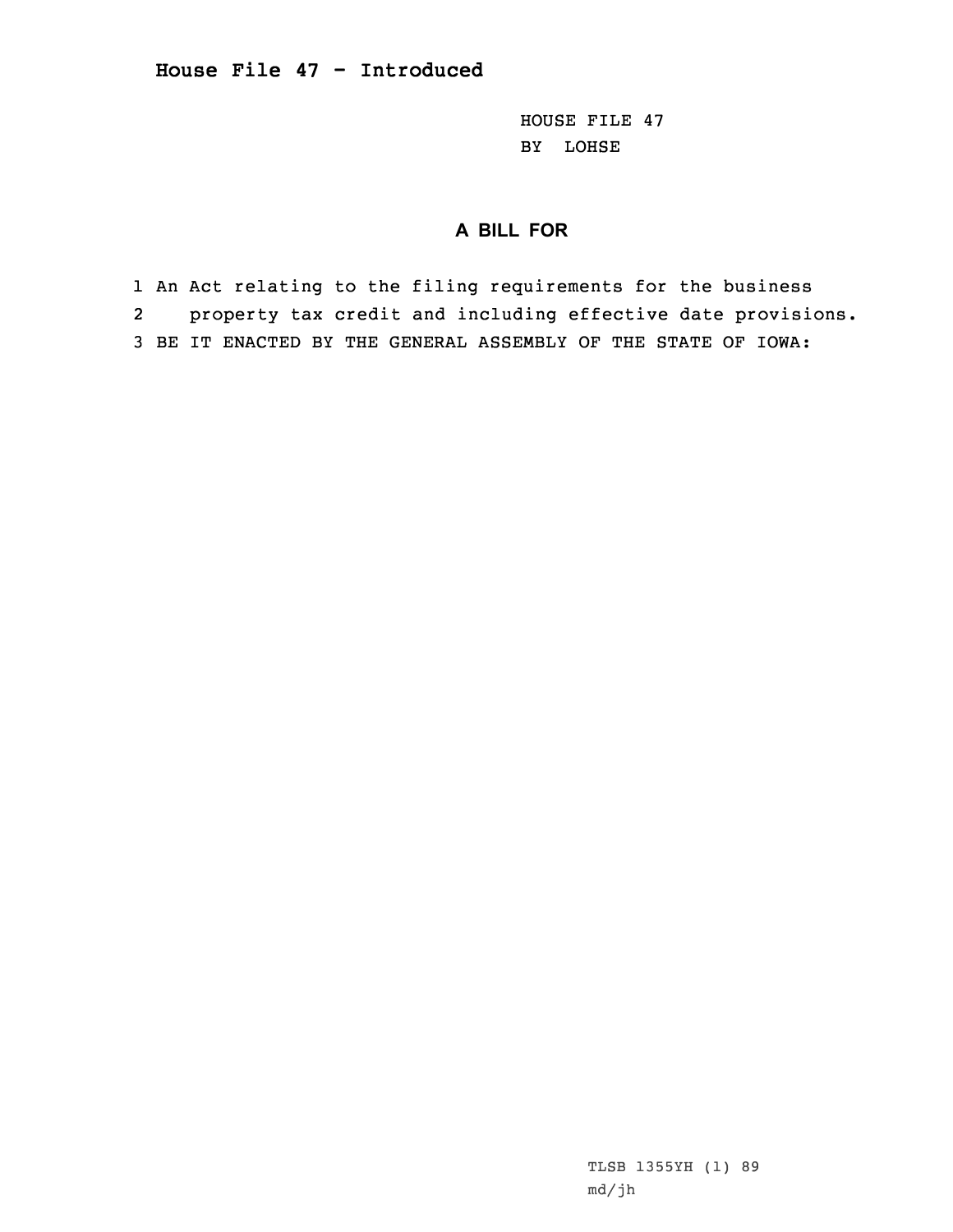## House File 47 - Introduced

HOUSE FILE 47
BY LOHSE

### A BILL FOR

1 An Act relating to the filing requirements for the business
2 property tax credit and including effective date provisions.
3 BE IT ENACTED BY THE GENERAL ASSEMBLY OF THE STATE OF IOWA:

TLSB 1355YH (1) 89
md/jh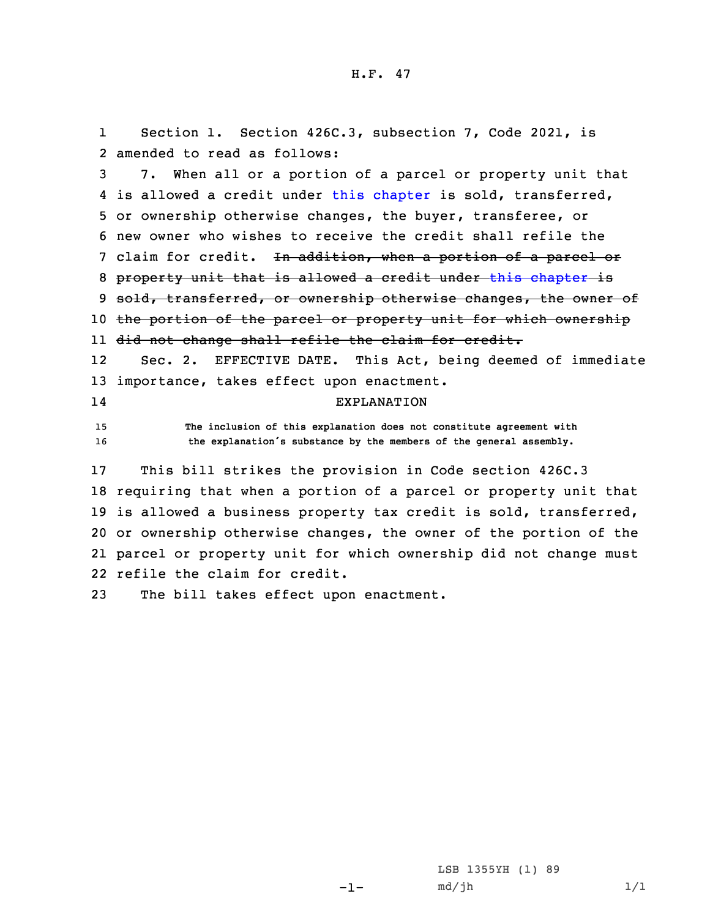H.F. 47

Section 1. Section 426C.3, subsection 7, Code 2021, is amended to read as follows:

7. When all or a portion of a parcel or property unit that is allowed a credit under this chapter is sold, transferred, or ownership otherwise changes, the buyer, transferee, or new owner who wishes to receive the credit shall refile the claim for credit. ~~In addition, when a portion of a parcel or property unit that is allowed a credit under this chapter is sold, transferred, or ownership otherwise changes, the owner of the portion of the parcel or property unit for which ownership did not change shall refile the claim for credit.~~

Sec. 2. EFFECTIVE DATE. This Act, being deemed of immediate importance, takes effect upon enactment.

EXPLANATION

The inclusion of this explanation does not constitute agreement with the explanation's substance by the members of the general assembly.

This bill strikes the provision in Code section 426C.3 requiring that when a portion of a parcel or property unit that is allowed a business property tax credit is sold, transferred, or ownership otherwise changes, the owner of the portion of the parcel or property unit for which ownership did not change must refile the claim for credit.

The bill takes effect upon enactment.

LSB 1355YH (1) 89
md/jh